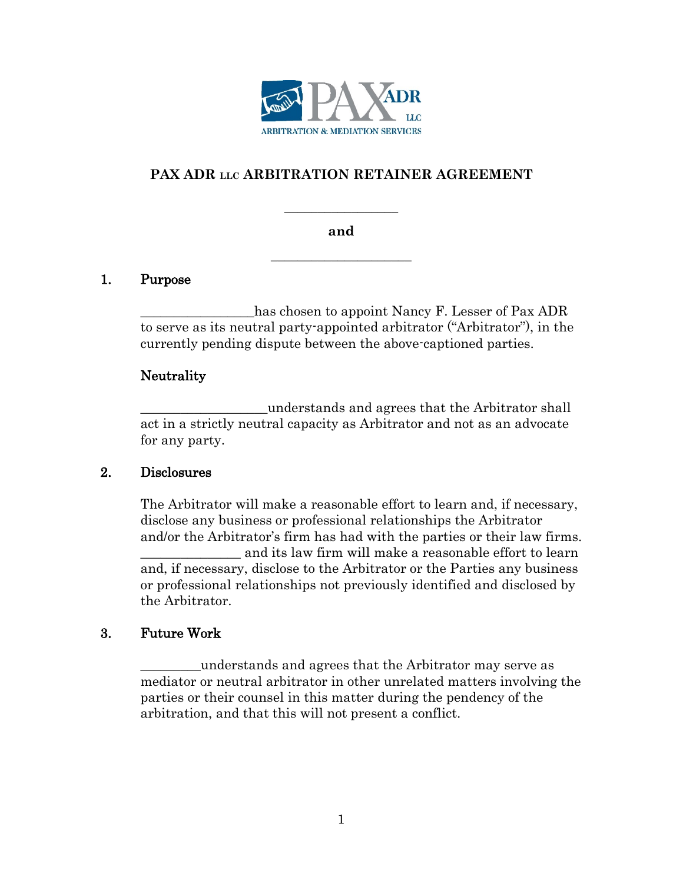PAX ADR LLC

ARBITRATION & MEDIATION SERVICES

# PAX ADR LLC ARBITRATION RETAINER AGREEMENT

________________

**and**

____________________

## 1. Purpose

________________has chosen to appoint Nancy F. Lesser of Pax ADR to serve as its neutral party-appointed arbitrator ("Arbitrator"), in the currently pending dispute between the above-captioned parties.

### Neutrality

__________________understands and agrees that the Arbitrator shall act in a strictly neutral capacity as Arbitrator and not as an advocate for any party.

## 2. Disclosures

The Arbitrator will make a reasonable effort to learn and, if necessary, disclose any business or professional relationships the Arbitrator and/or the Arbitrator's firm has had with the parties or their law firms. ______________ and its law firm will make a reasonable effort to learn and, if necessary, disclose to the Arbitrator or the Parties any business or professional relationships not previously identified and disclosed by the Arbitrator.

## 3. Future Work

_________understands and agrees that the Arbitrator may serve as mediator or neutral arbitrator in other unrelated matters involving the parties or their counsel in this matter during the pendency of the arbitration, and that this will not present a conflict.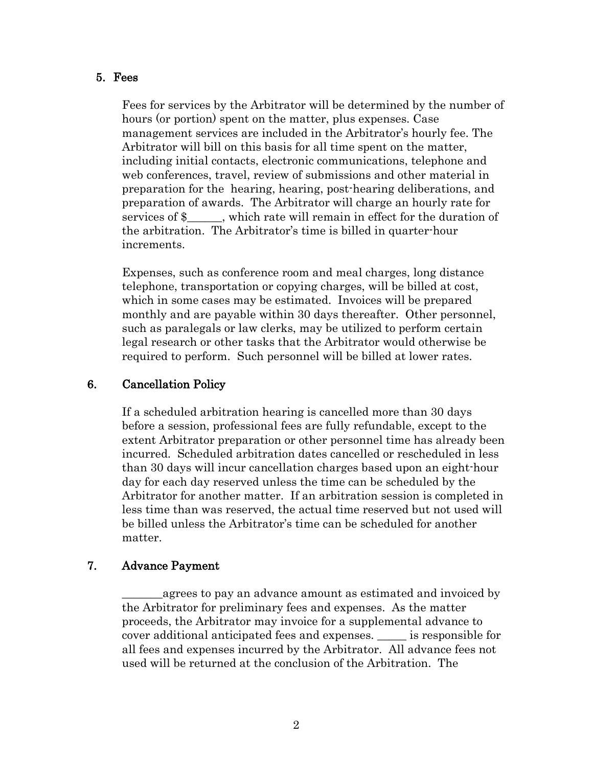## 5. Fees

Fees for services by the Arbitrator will be determined by the number of hours (or portion) spent on the matter, plus expenses. Case management services are included in the Arbitrator's hourly fee. The Arbitrator will bill on this basis for all time spent on the matter, including initial contacts, electronic communications, telephone and web conferences, travel, review of submissions and other material in preparation for the hearing, hearing, post-hearing deliberations, and preparation of awards. The Arbitrator will charge an hourly rate for services of $______, which rate will remain in effect for the duration of the arbitration. The Arbitrator's time is billed in quarter-hour increments.

Expenses, such as conference room and meal charges, long distance telephone, transportation or copying charges, will be billed at cost, which in some cases may be estimated. Invoices will be prepared monthly and are payable within 30 days thereafter. Other personnel, such as paralegals or law clerks, may be utilized to perform certain legal research or other tasks that the Arbitrator would otherwise be required to perform. Such personnel will be billed at lower rates.

## 6. Cancellation Policy

If a scheduled arbitration hearing is cancelled more than 30 days before a session, professional fees are fully refundable, except to the extent Arbitrator preparation or other personnel time has already been incurred. Scheduled arbitration dates cancelled or rescheduled in less than 30 days will incur cancellation charges based upon an eight-hour day for each day reserved unless the time can be scheduled by the Arbitrator for another matter. If an arbitration session is completed in less time than was reserved, the actual time reserved but not used will be billed unless the Arbitrator's time can be scheduled for another matter.

## 7. Advance Payment

_______agrees to pay an advance amount as estimated and invoiced by the Arbitrator for preliminary fees and expenses. As the matter proceeds, the Arbitrator may invoice for a supplemental advance to cover additional anticipated fees and expenses. _____ is responsible for all fees and expenses incurred by the Arbitrator. All advance fees not used will be returned at the conclusion of the Arbitration. The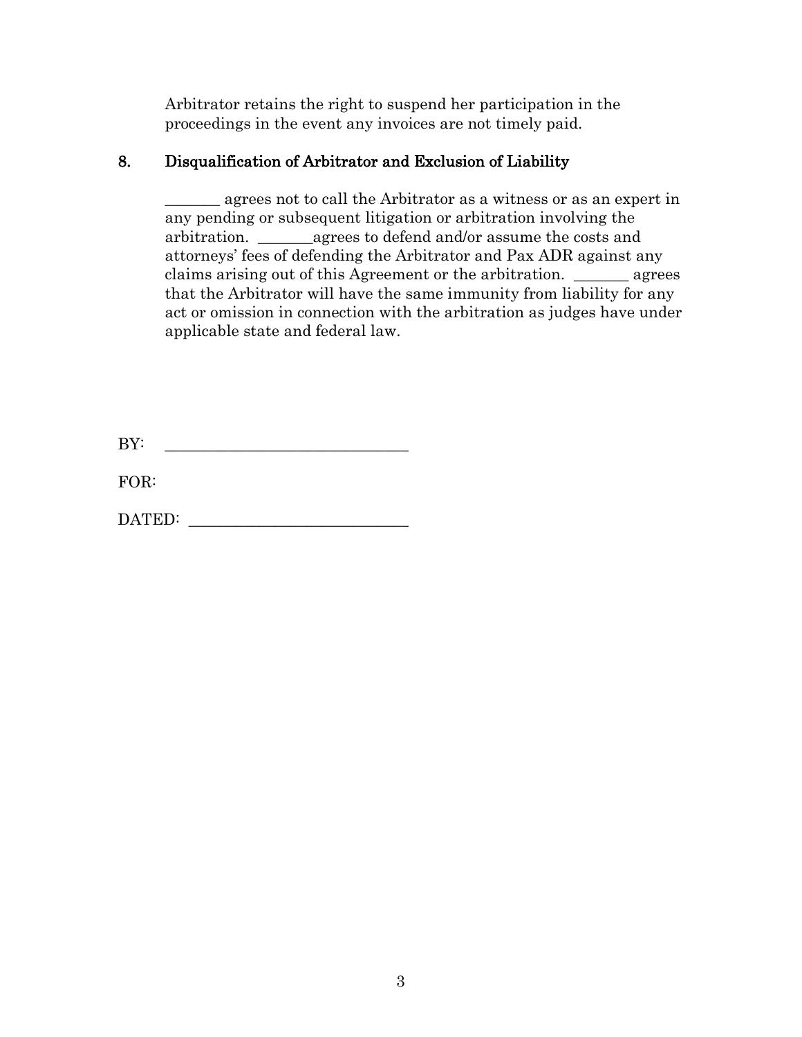Arbitrator retains the right to suspend her participation in the proceedings in the event any invoices are not timely paid.

## 8. Disqualification of Arbitrator and Exclusion of Liability

_______ agrees not to call the Arbitrator as a witness or as an expert in any pending or subsequent litigation or arbitration involving the arbitration. _______agrees to defend and/or assume the costs and attorneys' fees of defending the Arbitrator and Pax ADR against any claims arising out of this Agreement or the arbitration. _______ agrees that the Arbitrator will have the same immunity from liability for any act or omission in connection with the arbitration as judges have under applicable state and federal law.

BY: ______________________________

FOR:

DATED: ___________________________